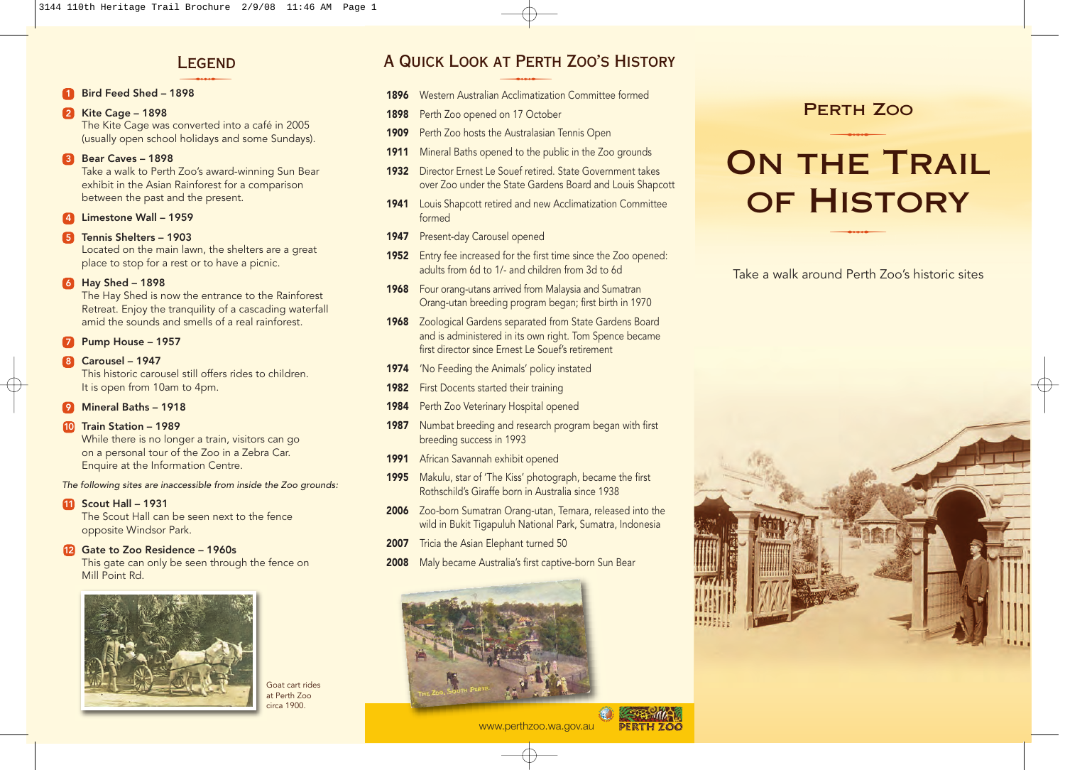## Legend

1. **Bird Feed Shed – 1898**
2. **Kite Cage – 1898**
   The Kite Cage was converted into a café in 2005 (usually open school holidays and some Sundays).
3. **Bear Caves – 1898**
   Take a walk to Perth Zoo's award-winning Sun Bear exhibit in the Asian Rainforest for a comparison between the past and the present.
4. **Limestone Wall – 1959**
5. **Tennis Shelters – 1903**
   Located on the main lawn, the shelters are a great place to stop for a rest or to have a picnic.
6. **Hay Shed – 1898**
   The Hay Shed is now the entrance to the Rainforest Retreat. Enjoy the tranquility of a cascading waterfall amid the sounds and smells of a real rainforest.
7. **Pump House – 1957**
8. **Carousel – 1947**
   This historic carousel still offers rides to children. It is open from 10am to 4pm.
9. **Mineral Baths – 1918**
10. **Train Station – 1989**
    While there is no longer a train, visitors can go on a personal tour of the Zoo in a Zebra Car. Enquire at the Information Centre.

*The following sites are inaccessible from inside the Zoo grounds:*

11. **Scout Hall – 1931**
    The Scout Hall can be seen next to the fence opposite Windsor Park.
12. **Gate to Zoo Residence – 1960s**
    This gate can only be seen through the fence on Mill Point Rd.

Goat cart rides at Perth Zoo circa 1900.

## A Quick Look at Perth Zoo's History

**1896** Western Australian Acclimatization Committee formed

**1898** Perth Zoo opened on 17 October

**1909** Perth Zoo hosts the Australasian Tennis Open

**1911** Mineral Baths opened to the public in the Zoo grounds

**1932** Director Ernest Le Souef retired. State Government takes over Zoo under the State Gardens Board and Louis Shapcott

**1941** Louis Shapcott retired and new Acclimatization Committee formed

**1947** Present-day Carousel opened

**1952** Entry fee increased for the first time since the Zoo opened: adults from 6d to 1/- and children from 3d to 6d

**1968** Four orang-utans arrived from Malaysia and Sumatran Orang-utan breeding program began; first birth in 1970

**1968** Zoological Gardens separated from State Gardens Board and is administered in its own right. Tom Spence became first director since Ernest Le Souef's retirement

**1974** 'No Feeding the Animals' policy instated

**1982** First Docents started their training

**1984** Perth Zoo Veterinary Hospital opened

**1987** Numbat breeding and research program began with first breeding success in 1993

**1991** African Savannah exhibit opened

**1995** Makulu, star of 'The Kiss' photograph, became the first Rothschild's Giraffe born in Australia since 1938

**2006** Zoo-born Sumatran Orang-utan, Temara, released into the wild in Bukit Tigapuluh National Park, Sumatra, Indonesia

**2007** Tricia the Asian Elephant turned 50

**2008** Maly became Australia's first captive-born Sun Bear

The Zoo, South Perth

www.perthzoo.wa.gov.au

PERTH ZOO

# Perth Zoo

# On the Trail of History

Take a walk around Perth Zoo's historic sites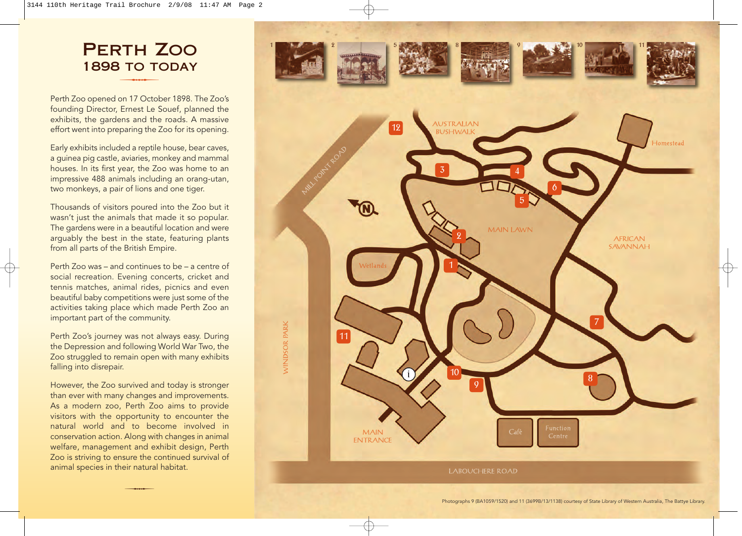# Perth Zoo
## 1898 to Today

Perth Zoo opened on 17 October 1898. The Zoo's founding Director, Ernest Le Souef, planned the exhibits, the gardens and the roads. A massive effort went into preparing the Zoo for its opening.

Early exhibits included a reptile house, bear caves, a guinea pig castle, aviaries, monkey and mammal houses. In its first year, the Zoo was home to an impressive 488 animals including an orang-utan, two monkeys, a pair of lions and one tiger.

Thousands of visitors poured into the Zoo but it wasn't just the animals that made it so popular. The gardens were in a beautiful location and were arguably the best in the state, featuring plants from all parts of the British Empire.

Perth Zoo was – and continues to be – a centre of social recreation. Evening concerts, cricket and tennis matches, animal rides, picnics and even beautiful baby competitions were just some of the activities taking place which made Perth Zoo an important part of the community.

Perth Zoo's journey was not always easy. During the Depression and following World War Two, the Zoo struggled to remain open with many exhibits falling into disrepair.

However, the Zoo survived and today is stronger than ever with many changes and improvements. As a modern zoo, Perth Zoo aims to provide visitors with the opportunity to encounter the natural world and to become involved in conservation action. Along with changes in animal welfare, management and exhibit design, Perth Zoo is striving to ensure the continued survival of animal species in their natural habitat.

1 2 5 8 9 10 11

12
AUSTRALIAN BUSHWALK
Homestead
MILL POINT ROAD
3
4
6
5
N
2
MAIN LAWN
AFRICAN SAVANNAH
Wetlands
1
7
11
WINDSOR PARK
i
10
9
8
MAIN ENTRANCE
Café
Function Centre
LABOUCHERE ROAD

Photographs 9 (BA1059/1520) and 11 (3699B/13/1138) courtesy of State Library of Western Australia, The Battye Library.